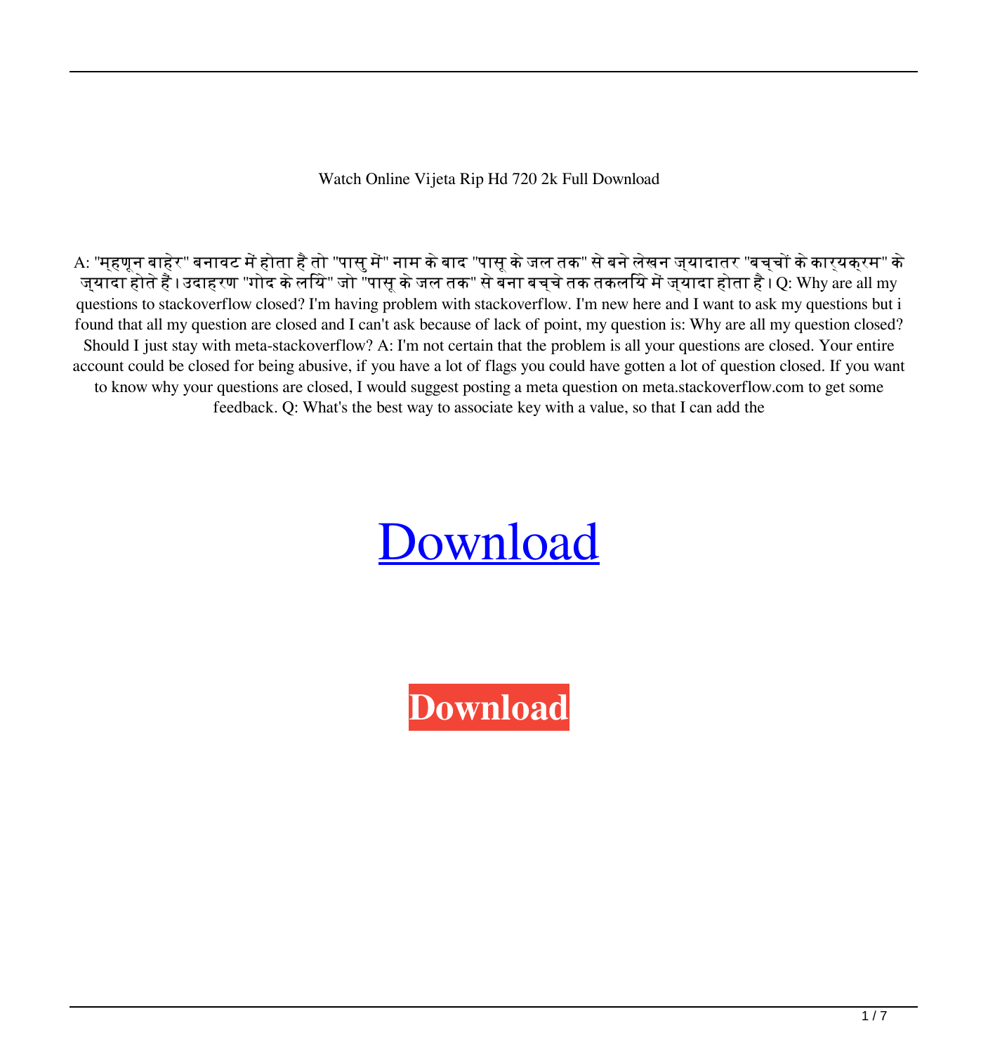Watch Online Vijeta Rip Hd 720 2k Full Download

A: "म्हणून बाहेर" बनावट में होता है तो "पासु में" नाम के बाद "पासू के जल तक" से बने लेखन ज्यादातर "बच्चों के कार्यक्रम" के ज्यादा होते हैं। उदाहरण "गोद के लयि" जो "पासू के जल तक" से बना बच्चे तक तकलयि में ज्यादा होता है। Q: Why are all my questions to stackoverflow closed? I'm having problem with stackoverflow. I'm new here and I want to ask my questions but i found that all my question are closed and I can't ask because of lack of point, my question is: Why are all my question closed? Should I just stay with meta-stackoverflow? A: I'm not certain that the problem is all your questions are closed. Your entire account could be closed for being abusive, if you have a lot of flags you could have gotten a lot of question closed. If you want to know why your questions are closed, I would suggest posting a meta question on meta.stackoverflow.com to get some feedback. Q: What's the best way to associate key with a value, so that I can add the

Download

**Download**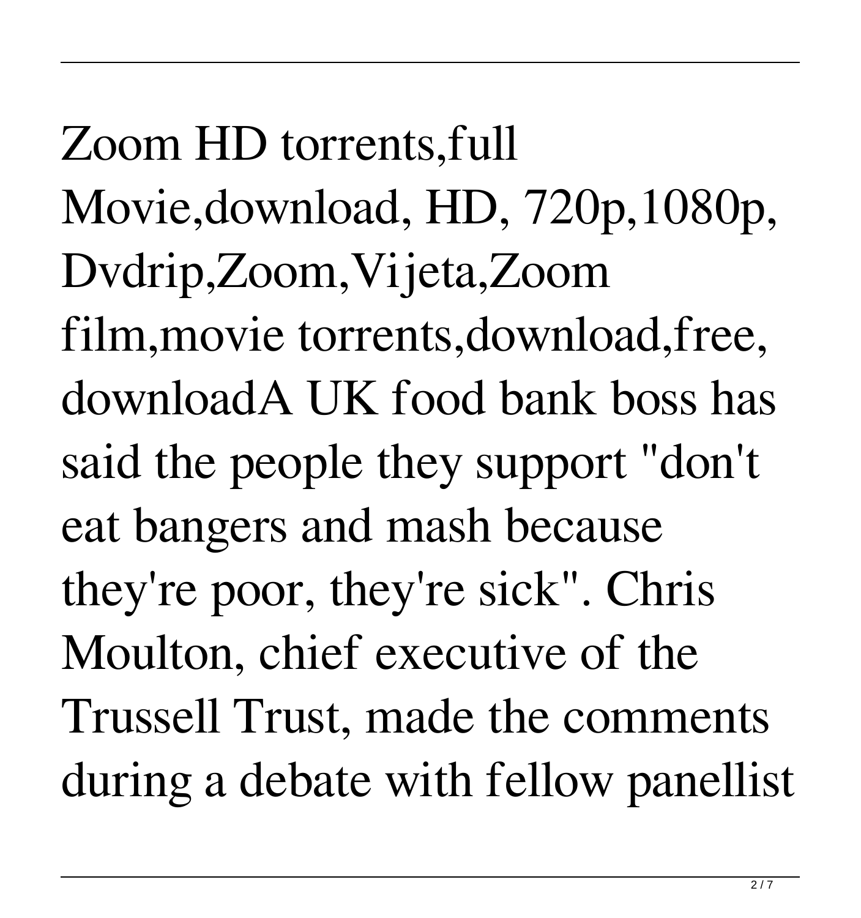Zoom HD torrents,full Movie,download, HD, 720p,1080p, Dvdrip,Zoom,Vijeta,Zoom film,movie torrents,download,free, downloadA UK food bank boss has said the people they support "don't eat bangers and mash because they're poor, they're sick". Chris Moulton, chief executive of the Trussell Trust, made the comments during a debate with fellow panellist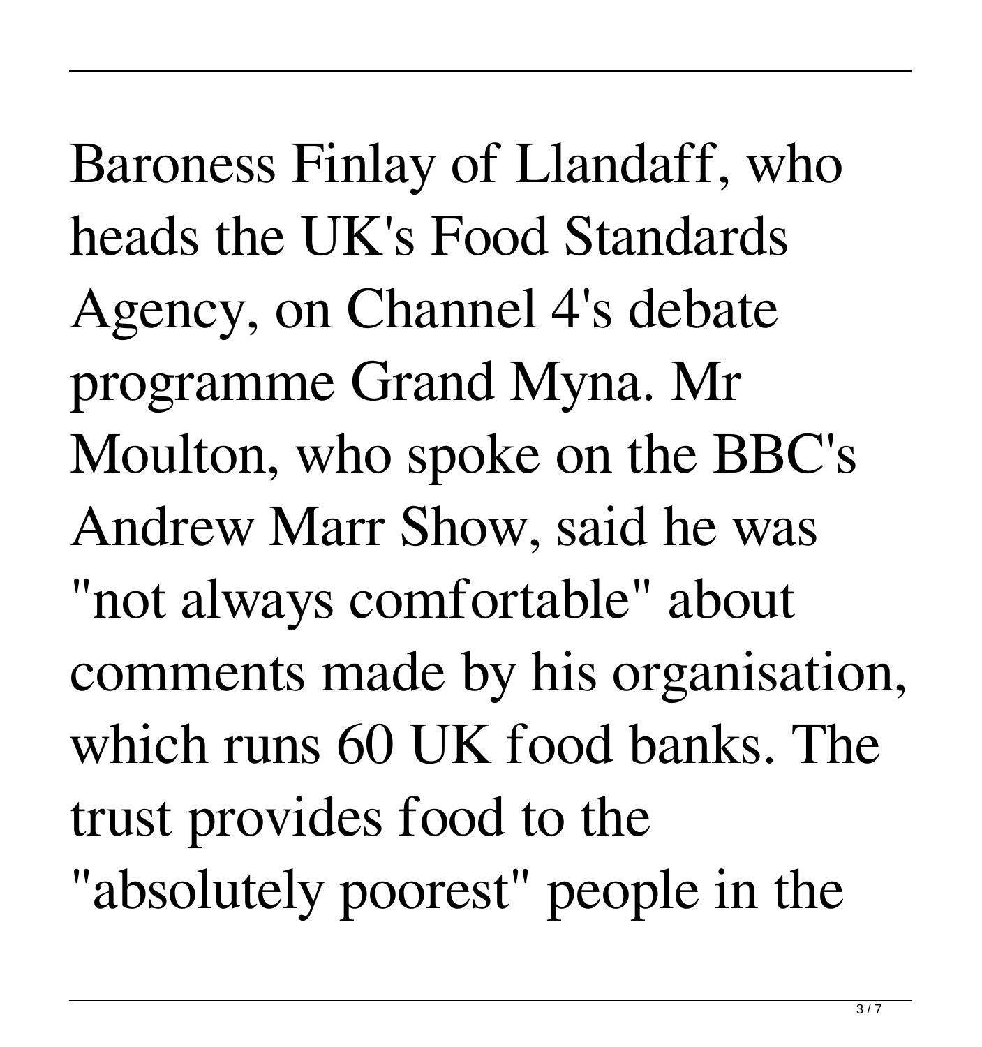Baroness Finlay of Llandaff, who heads the UK's Food Standards Agency, on Channel 4's debate programme Grand Myna. Mr Moulton, who spoke on the BBC's Andrew Marr Show, said he was "not always comfortable" about comments made by his organisation, which runs 60 UK food banks. The trust provides food to the "absolutely poorest" people in the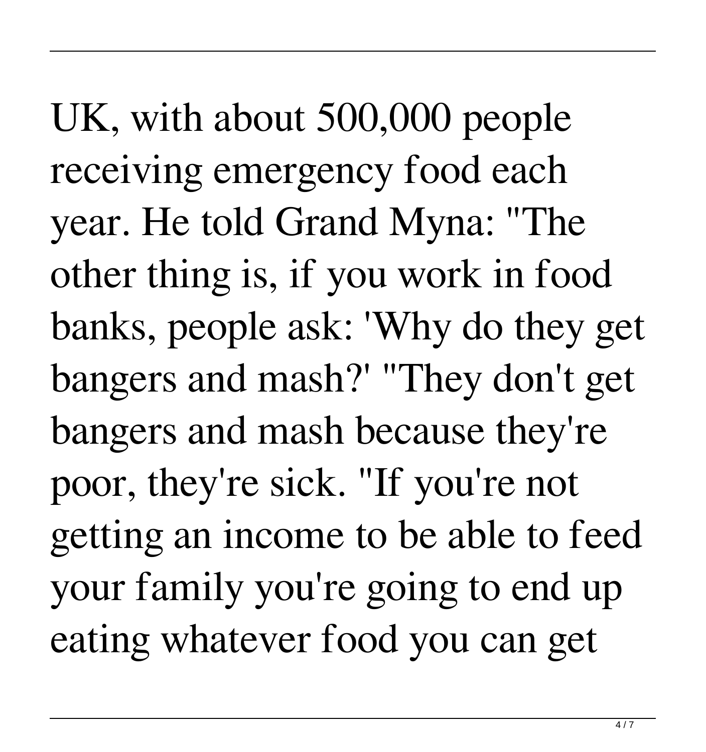UK, with about 500,000 people receiving emergency food each year. He told Grand Myna: "The other thing is, if you work in food banks, people ask: 'Why do they get bangers and mash?' "They don't get bangers and mash because they're poor, they're sick. "If you're not getting an income to be able to feed your family you're going to end up eating whatever food you can get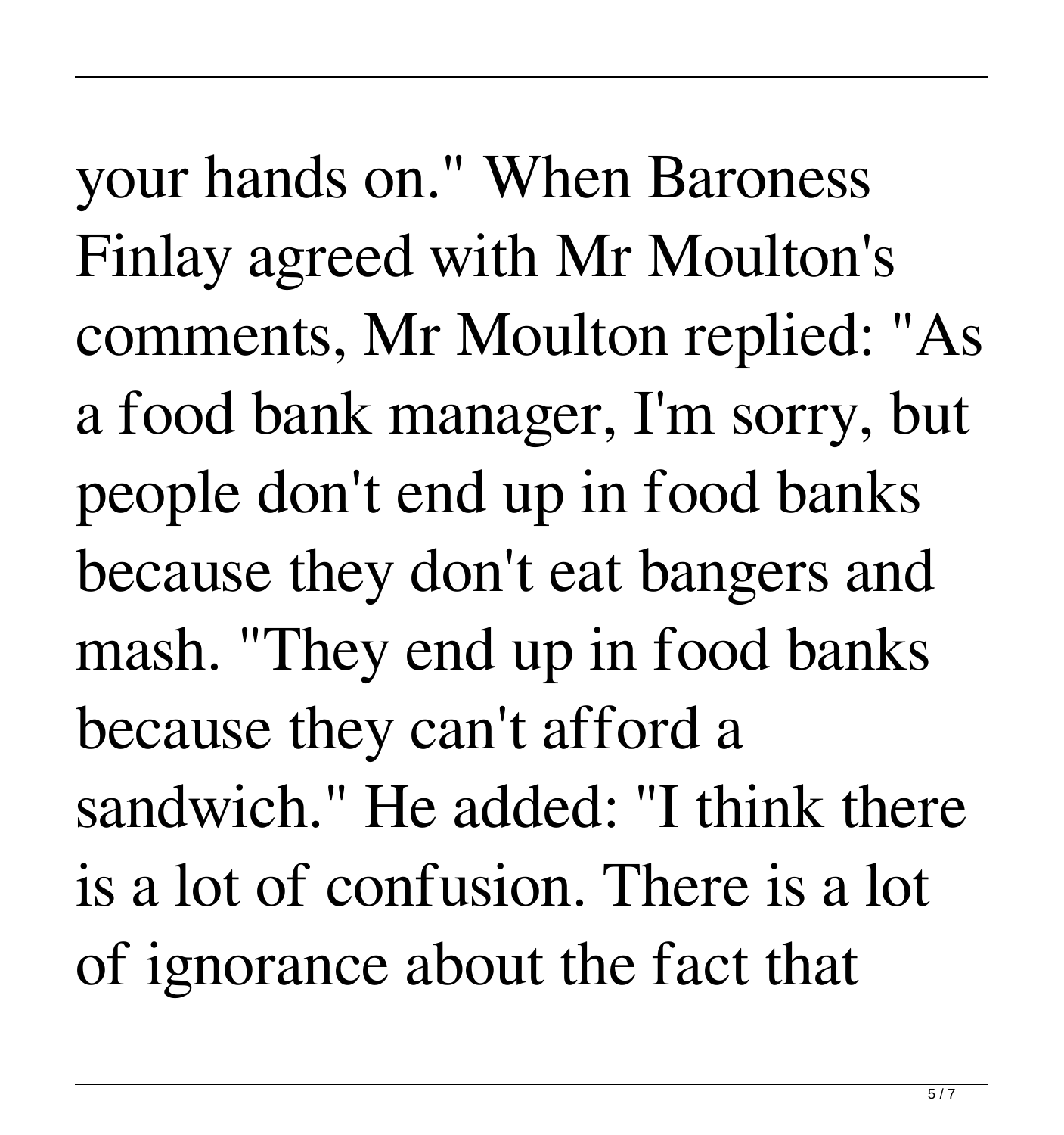your hands on." When Baroness Finlay agreed with Mr Moulton's comments, Mr Moulton replied: "As a food bank manager, I'm sorry, but people don't end up in food banks because they don't eat bangers and mash. "They end up in food banks because they can't afford a sandwich." He added: "I think there is a lot of confusion. There is a lot of ignorance about the fact that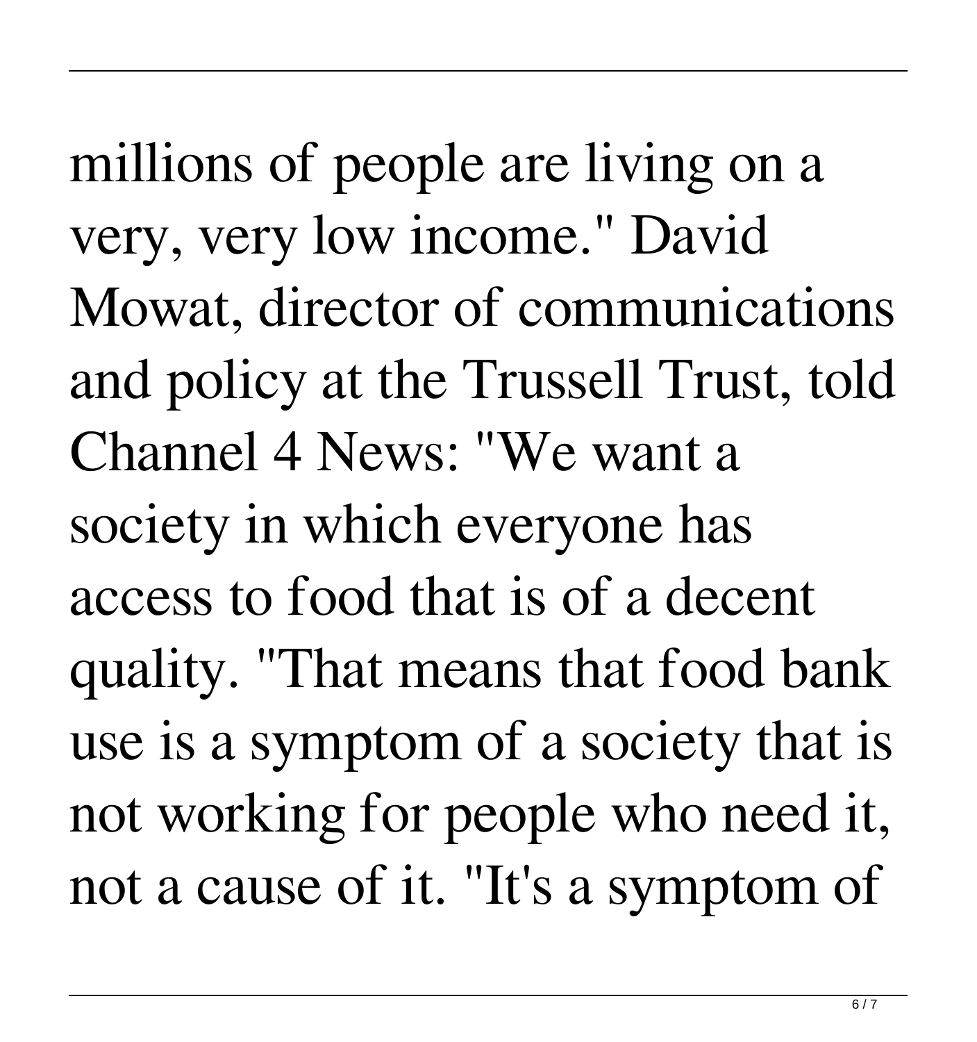millions of people are living on a very, very low income." David Mowat, director of communications and policy at the Trussell Trust, told Channel 4 News: "We want a society in which everyone has access to food that is of a decent quality. "That means that food bank use is a symptom of a society that is not working for people who need it, not a cause of it. "It's a symptom of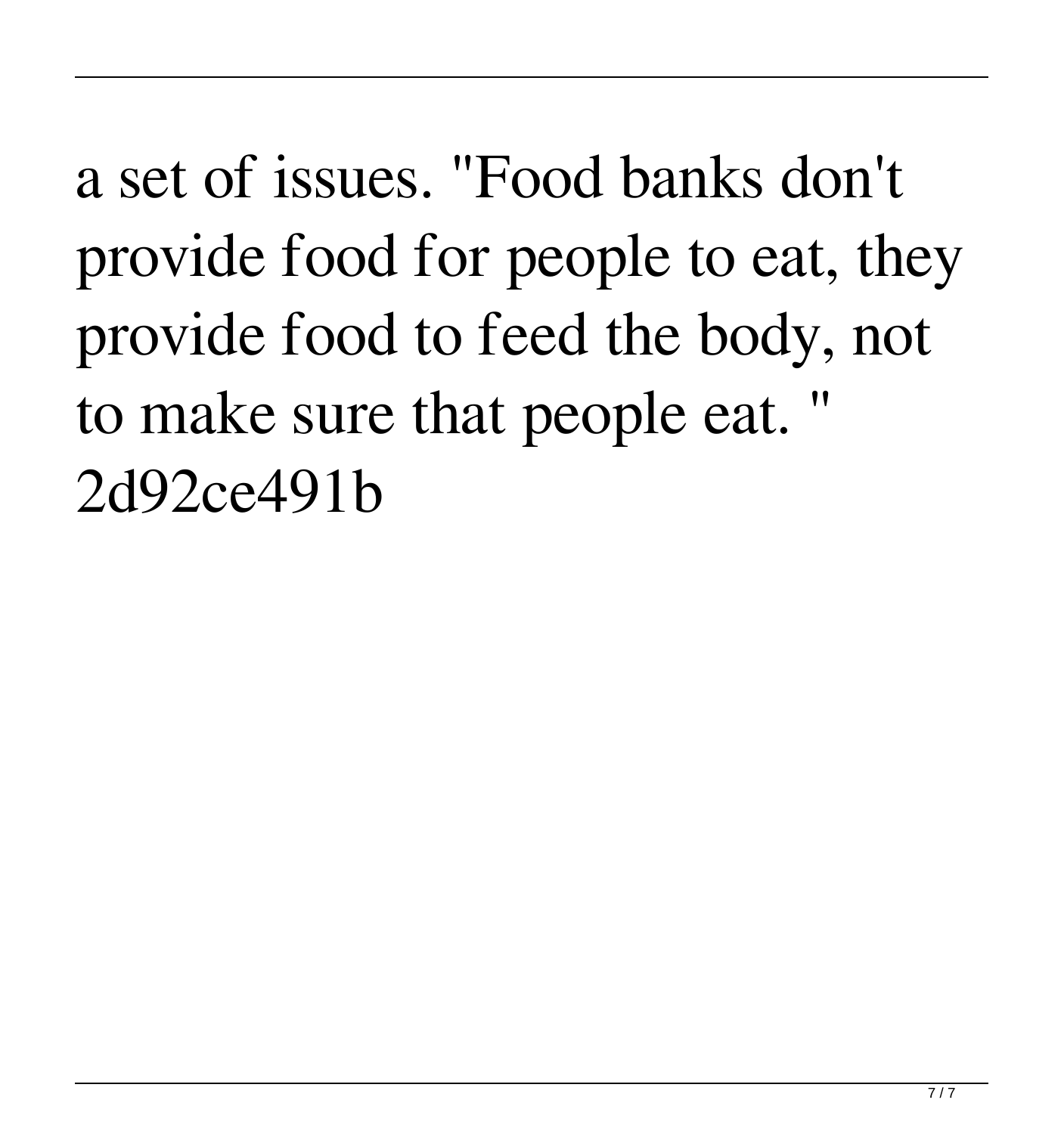a set of issues. "Food banks don't provide food for people to eat, they provide food to feed the body, not to make sure that people eat. "

2d92ce491b